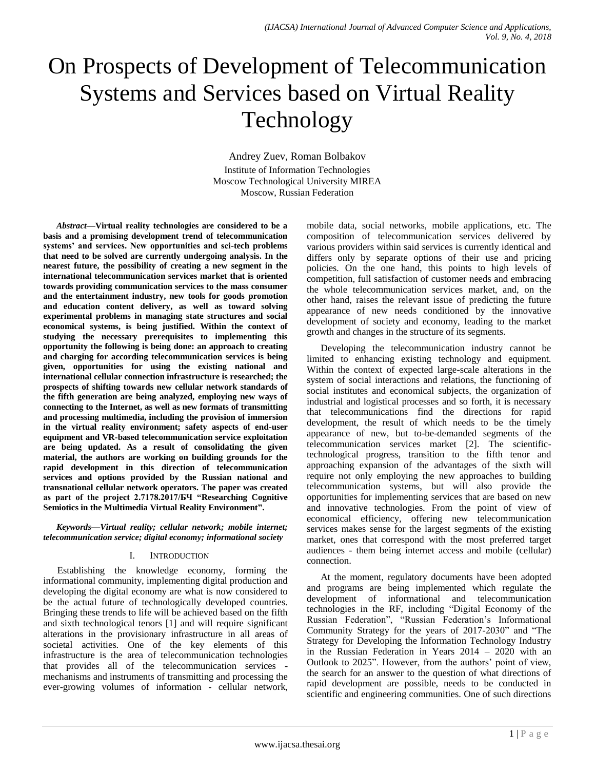# On Prospects of Development of Telecommunication Systems and Services based on Virtual Reality Technology

Andrey Zuev, Roman Bolbakov

Institute of Information Technologies
Moscow Technological University MIREA
Moscow, Russian Federation

***Abstract*—Virtual reality technologies are considered to be a basis and a promising development trend of telecommunication systems' and services. New opportunities and sci-tech problems that need to be solved are currently undergoing analysis. In the nearest future, the possibility of creating a new segment in the international telecommunication services market that is oriented towards providing communication services to the mass consumer and the entertainment industry, new tools for goods promotion and education content delivery, as well as toward solving experimental problems in managing state structures and social economical systems, is being justified. Within the context of studying the necessary prerequisites to implementing this opportunity the following is being done: an approach to creating and charging for according telecommunication services is being given, opportunities for using the existing national and international cellular connection infrastructure is researched; the prospects of shifting towards new cellular network standards of the fifth generation are being analyzed, employing new ways of connecting to the Internet, as well as new formats of transmitting and processing multimedia, including the provision of immersion in the virtual reality environment; safety aspects of end-user equipment and VR-based telecommunication service exploitation are being updated. As a result of consolidating the given material, the authors are working on building grounds for the rapid development in this direction of telecommunication services and options provided by the Russian national and transnational cellular network operators. The paper was created as part of the project 2.7178.2017/БЧ "Researching Cognitive Semiotics in the Multimedia Virtual Reality Environment".**

***Keywords*—*Virtual reality; cellular network; mobile internet; telecommunication service; digital economy; informational society***

## I. Introduction

Establishing the knowledge economy, forming the informational community, implementing digital production and developing the digital economy are what is now considered to be the actual future of technologically developed countries. Bringing these trends to life will be achieved based on the fifth and sixth technological tenors [1] and will require significant alterations in the provisionary infrastructure in all areas of societal activities. One of the key elements of this infrastructure is the area of telecommunication technologies that provides all of the telecommunication services - mechanisms and instruments of transmitting and processing the ever-growing volumes of information - cellular network, mobile data, social networks, mobile applications, etc. The composition of telecommunication services delivered by various providers within said services is currently identical and differs only by separate options of their use and pricing policies. On the one hand, this points to high levels of competition, full satisfaction of customer needs and embracing the whole telecommunication services market, and, on the other hand, raises the relevant issue of predicting the future appearance of new needs conditioned by the innovative development of society and economy, leading to the market growth and changes in the structure of its segments.

Developing the telecommunication industry cannot be limited to enhancing existing technology and equipment. Within the context of expected large-scale alterations in the system of social interactions and relations, the functioning of social institutes and economical subjects, the organization of industrial and logistical processes and so forth, it is necessary that telecommunications find the directions for rapid development, the result of which needs to be the timely appearance of new, but to-be-demanded segments of the telecommunication services market [2]. The scientific-technological progress, transition to the fifth tenor and approaching expansion of the advantages of the sixth will require not only employing the new approaches to building telecommunication systems, but will also provide the opportunities for implementing services that are based on new and innovative technologies. From the point of view of economical efficiency, offering new telecommunication services makes sense for the largest segments of the existing market, ones that correspond with the most preferred target audiences - them being internet access and mobile (cellular) connection.

At the moment, regulatory documents have been adopted and programs are being implemented which regulate the development of informational and telecommunication technologies in the RF, including "Digital Economy of the Russian Federation", "Russian Federation's Informational Community Strategy for the years of 2017-2030" and "The Strategy for Developing the Information Technology Industry in the Russian Federation in Years 2014 – 2020 with an Outlook to 2025". However, from the authors' point of view, the search for an answer to the question of what directions of rapid development are possible, needs to be conducted in scientific and engineering communities. One of such directions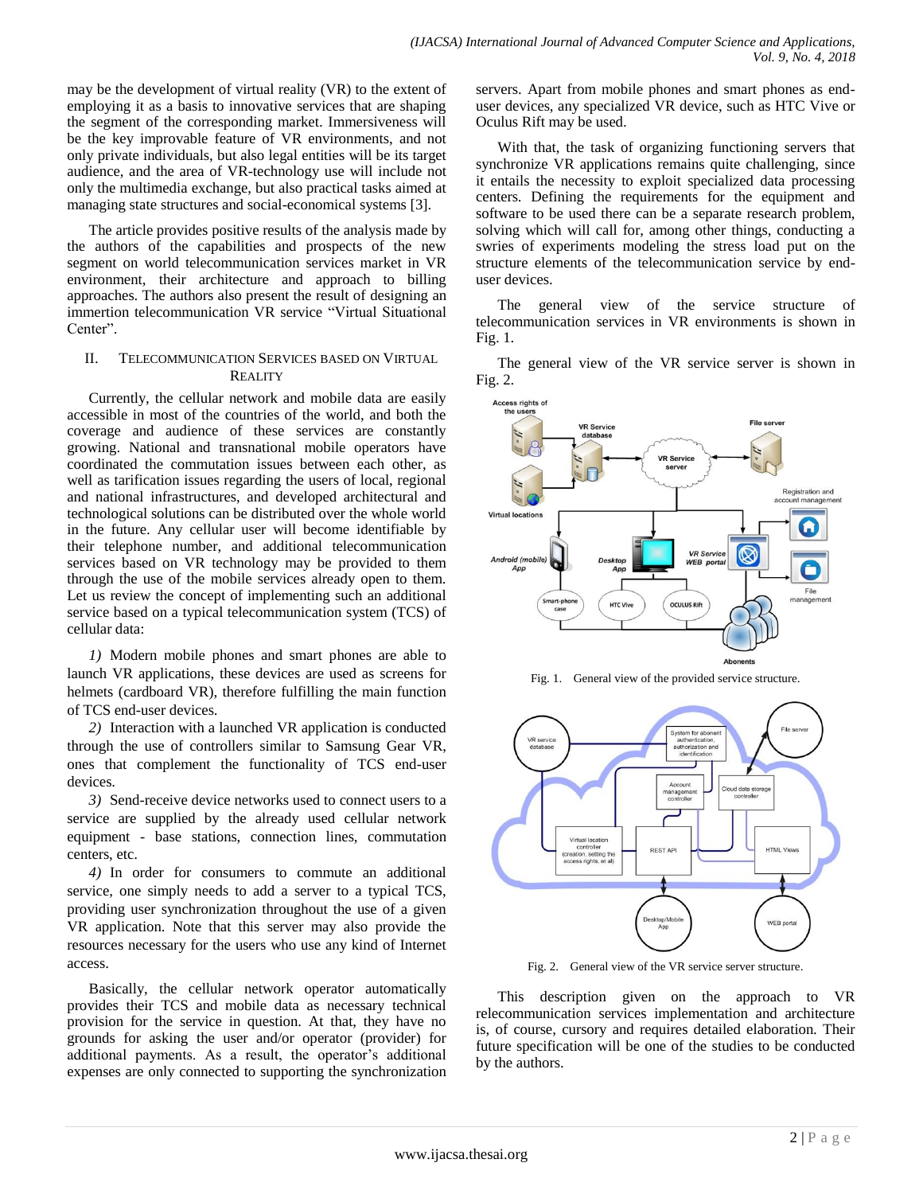may be the development of virtual reality (VR) to the extent of employing it as a basis to innovative services that are shaping the segment of the corresponding market. Immersiveness will be the key improvable feature of VR environments, and not only private individuals, but also legal entities will be its target audience, and the area of VR-technology use will include not only the multimedia exchange, but also practical tasks aimed at managing state structures and social-economical systems [3].

The article provides positive results of the analysis made by the authors of the capabilities and prospects of the new segment on world telecommunication services market in VR environment, their architecture and approach to billing approaches. The authors also present the result of designing an immertion telecommunication VR service "Virtual Situational Center".

## II. Telecommunication Services Based on Virtual Reality

Currently, the cellular network and mobile data are easily accessible in most of the countries of the world, and both the coverage and audience of these services are constantly growing. National and transnational mobile operators have coordinated the commutation issues between each other, as well as tarification issues regarding the users of local, regional and national infrastructures, and developed architectural and technological solutions can be distributed over the whole world in the future. Any cellular user will become identifiable by their telephone number, and additional telecommunication services based on VR technology may be provided to them through the use of the mobile services already open to them. Let us review the concept of implementing such an additional service based on a typical telecommunication system (TCS) of cellular data:

*1)* Modern mobile phones and smart phones are able to launch VR applications, these devices are used as screens for helmets (cardboard VR), therefore fulfilling the main function of TCS end-user devices.

*2)* Interaction with a launched VR application is conducted through the use of controllers similar to Samsung Gear VR, ones that complement the functionality of TCS end-user devices.

*3)* Send-receive device networks used to connect users to a service are supplied by the already used cellular network equipment - base stations, connection lines, commutation centers, etc.

*4)* In order for consumers to commute an additional service, one simply needs to add a server to a typical TCS, providing user synchronization throughout the use of a given VR application. Note that this server may also provide the resources necessary for the users who use any kind of Internet access.

Basically, the cellular network operator automatically provides their TCS and mobile data as necessary technical provision for the service in question. At that, they have no grounds for asking the user and/or operator (provider) for additional payments. As a result, the operator's additional expenses are only connected to supporting the synchronization servers. Apart from mobile phones and smart phones as end-user devices, any specialized VR device, such as HTC Vive or Oculus Rift may be used.

With that, the task of organizing functioning servers that synchronize VR applications remains quite challenging, since it entails the necessity to exploit specialized data processing centers. Defining the requirements for the equipment and software to be used there can be a separate research problem, solving which will call for, among other things, conducting a swries of experiments modeling the stress load put on the structure elements of the telecommunication service by end-user devices.

The general view of the service structure of telecommunication services in VR environments is shown in Fig. 1.

The general view of the VR service server is shown in Fig. 2.

Fig. 1. General view of the provided service structure.

Fig. 2. General view of the VR service server structure.

This description given on the approach to VR relecommunication services implementation and architecture is, of course, cursory and requires detailed elaboration. Their future specification will be one of the studies to be conducted by the authors.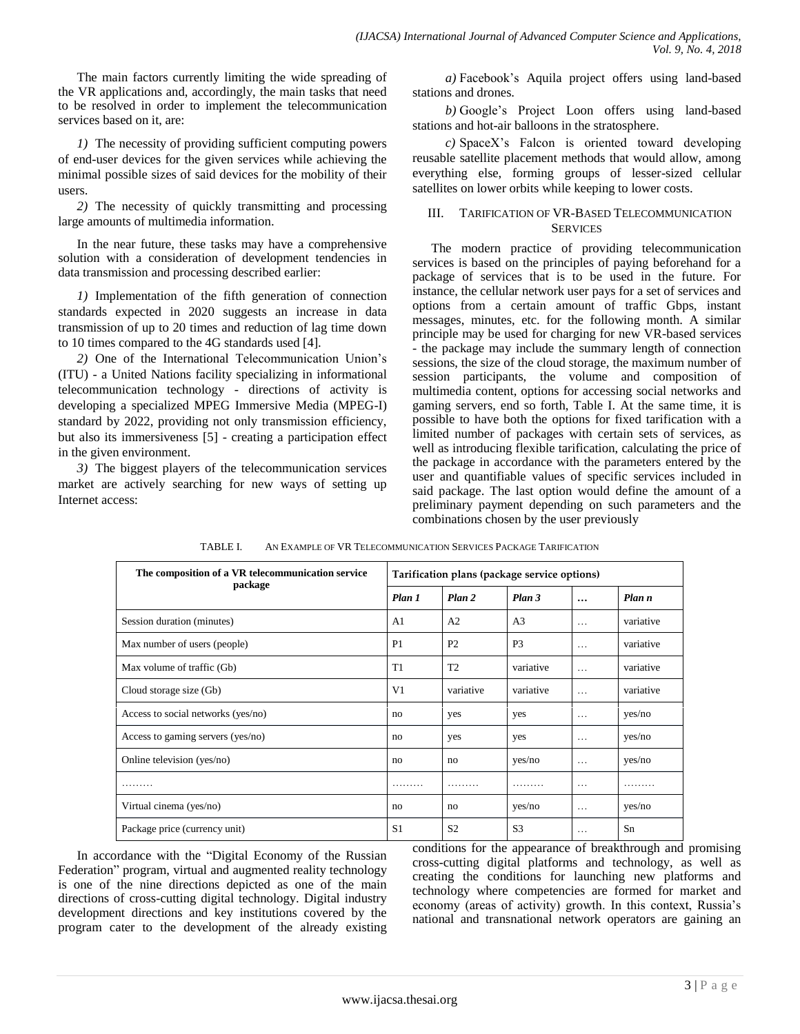The main factors currently limiting the wide spreading of the VR applications and, accordingly, the main tasks that need to be resolved in order to implement the telecommunication services based on it, are:

*1)* The necessity of providing sufficient computing powers of end-user devices for the given services while achieving the minimal possible sizes of said devices for the mobility of their users.

*2)* The necessity of quickly transmitting and processing large amounts of multimedia information.

In the near future, these tasks may have a comprehensive solution with a consideration of development tendencies in data transmission and processing described earlier:

*1)* Implementation of the fifth generation of connection standards expected in 2020 suggests an increase in data transmission of up to 20 times and reduction of lag time down to 10 times compared to the 4G standards used [4].

*2)* One of the International Telecommunication Union's (ITU) - a United Nations facility specializing in informational telecommunication technology - directions of activity is developing a specialized MPEG Immersive Media (MPEG-I) standard by 2022, providing not only transmission efficiency, but also its immersiveness [5] - creating a participation effect in the given environment.

*3)* The biggest players of the telecommunication services market are actively searching for new ways of setting up Internet access:

*a)* Facebook's Aquila project offers using land-based stations and drones.

*b)* Google's Project Loon offers using land-based stations and hot-air balloons in the stratosphere.

*c)* SpaceX's Falcon is oriented toward developing reusable satellite placement methods that would allow, among everything else, forming groups of lesser-sized cellular satellites on lower orbits while keeping to lower costs.

## III. Tarification of VR-Based Telecommunication Services

The modern practice of providing telecommunication services is based on the principles of paying beforehand for a package of services that is to be used in the future. For instance, the cellular network user pays for a set of services and options from a certain amount of traffic Gbps, instant messages, minutes, etc. for the following month. A similar principle may be used for charging for new VR-based services - the package may include the summary length of connection sessions, the size of the cloud storage, the maximum number of session participants, the volume and composition of multimedia content, options for accessing social networks and gaming servers, end so forth, Table I. At the same time, it is possible to have both the options for fixed tarification with a limited number of packages with certain sets of services, as well as introducing flexible tarification, calculating the price of the package in accordance with the parameters entered by the user and quantifiable values of specific services included in said package. The last option would define the amount of a preliminary payment depending on such parameters and the combinations chosen by the user previously

TABLE I. An Example of VR Telecommunication Services Package Tarification

| The composition of a VR telecommunication service package | Tarification plans (package service options) | | | | |
|---|---|---|---|---|---|
| | *Plan 1* | *Plan 2* | *Plan 3* | … | *Plan n* |
| Session duration (minutes) | A1 | A2 | A3 | … | variative |
| Max number of users (people) | P1 | P2 | P3 | … | variative |
| Max volume of traffic (Gb) | T1 | T2 | variative | … | variative |
| Cloud storage size (Gb) | V1 | variative | variative | … | variative |
| Access to social networks (yes/no) | no | yes | yes | … | yes/no |
| Access to gaming servers (yes/no) | no | yes | yes | … | yes/no |
| Online television (yes/no) | no | no | yes/no | … | yes/no |
| ……… | ……… | ……… | ……… | … | ……… |
| Virtual cinema (yes/no) | no | no | yes/no | … | yes/no |
| Package price (currency unit) | S1 | S2 | S3 | … | Sn |

In accordance with the "Digital Economy of the Russian Federation" program, virtual and augmented reality technology is one of the nine directions depicted as one of the main directions of cross-cutting digital technology. Digital industry development directions and key institutions covered by the program cater to the development of the already existing conditions for the appearance of breakthrough and promising cross-cutting digital platforms and technology, as well as creating the conditions for launching new platforms and technology where competencies are formed for market and economy (areas of activity) growth. In this context, Russia's national and transnational network operators are gaining an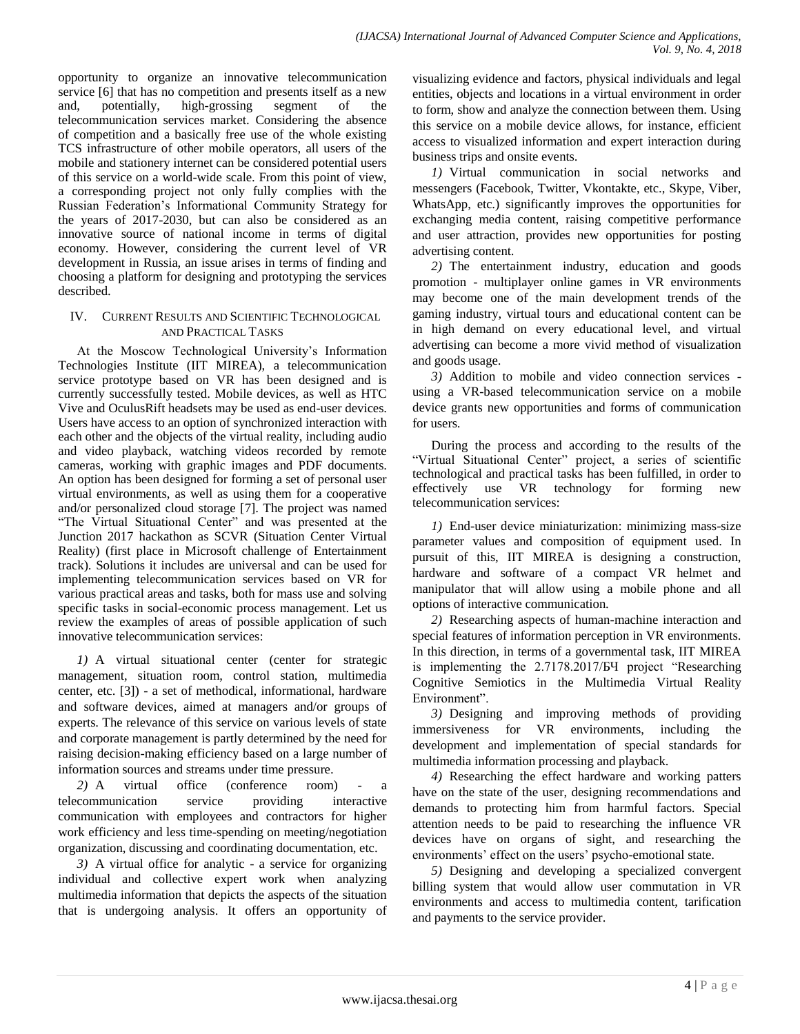opportunity to organize an innovative telecommunication service [6] that has no competition and presents itself as a new and, potentially, high-grossing segment of the telecommunication services market. Considering the absence of competition and a basically free use of the whole existing TCS infrastructure of other mobile operators, all users of the mobile and stationery internet can be considered potential users of this service on a world-wide scale. From this point of view, a corresponding project not only fully complies with the Russian Federation's Informational Community Strategy for the years of 2017-2030, but can also be considered as an innovative source of national income in terms of digital economy. However, considering the current level of VR development in Russia, an issue arises in terms of finding and choosing a platform for designing and prototyping the services described.

## IV. Current Results and Scientific Technological and Practical Tasks

At the Moscow Technological University's Information Technologies Institute (IIT MIREA), a telecommunication service prototype based on VR has been designed and is currently successfully tested. Mobile devices, as well as HTC Vive and OculusRift headsets may be used as end-user devices. Users have access to an option of synchronized interaction with each other and the objects of the virtual reality, including audio and video playback, watching videos recorded by remote cameras, working with graphic images and PDF documents. An option has been designed for forming a set of personal user virtual environments, as well as using them for a cooperative and/or personalized cloud storage [7]. The project was named "The Virtual Situational Center" and was presented at the Junction 2017 hackathon as SCVR (Situation Center Virtual Reality) (first place in Microsoft challenge of Entertainment track). Solutions it includes are universal and can be used for implementing telecommunication services based on VR for various practical areas and tasks, both for mass use and solving specific tasks in social-economic process management. Let us review the examples of areas of possible application of such innovative telecommunication services:

*1)* A virtual situational center (center for strategic management, situation room, control station, multimedia center, etc. [3]) - a set of methodical, informational, hardware and software devices, aimed at managers and/or groups of experts. The relevance of this service on various levels of state and corporate management is partly determined by the need for raising decision-making efficiency based on a large number of information sources and streams under time pressure.

*2)* A virtual office (conference room) - a telecommunication service providing interactive communication with employees and contractors for higher work efficiency and less time-spending on meeting/negotiation organization, discussing and coordinating documentation, etc.

*3)* A virtual office for analytic - a service for organizing individual and collective expert work when analyzing multimedia information that depicts the aspects of the situation that is undergoing analysis. It offers an opportunity of visualizing evidence and factors, physical individuals and legal entities, objects and locations in a virtual environment in order to form, show and analyze the connection between them. Using this service on a mobile device allows, for instance, efficient access to visualized information and expert interaction during business trips and onsite events.

*1)* Virtual communication in social networks and messengers (Facebook, Twitter, Vkontakte, etc., Skype, Viber, WhatsApp, etc.) significantly improves the opportunities for exchanging media content, raising competitive performance and user attraction, provides new opportunities for posting advertising content.

*2)* The entertainment industry, education and goods promotion - multiplayer online games in VR environments may become one of the main development trends of the gaming industry, virtual tours and educational content can be in high demand on every educational level, and virtual advertising can become a more vivid method of visualization and goods usage.

*3)* Addition to mobile and video connection services - using a VR-based telecommunication service on a mobile device grants new opportunities and forms of communication for users.

During the process and according to the results of the "Virtual Situational Center" project, a series of scientific technological and practical tasks has been fulfilled, in order to effectively use VR technology for forming new telecommunication services:

*1)* End-user device miniaturization: minimizing mass-size parameter values and composition of equipment used. In pursuit of this, IIT MIREA is designing a construction, hardware and software of a compact VR helmet and manipulator that will allow using a mobile phone and all options of interactive communication.

*2)* Researching aspects of human-machine interaction and special features of information perception in VR environments. In this direction, in terms of a governmental task, IIT MIREA is implementing the 2.7178.2017/БЧ project "Researching Cognitive Semiotics in the Multimedia Virtual Reality Environment".

*3)* Designing and improving methods of providing immersiveness for VR environments, including the development and implementation of special standards for multimedia information processing and playback.

*4)* Researching the effect hardware and working patters have on the state of the user, designing recommendations and demands to protecting him from harmful factors. Special attention needs to be paid to researching the influence VR devices have on organs of sight, and researching the environments' effect on the users' psycho-emotional state.

*5)* Designing and developing a specialized convergent billing system that would allow user commutation in VR environments and access to multimedia content, tarification and payments to the service provider.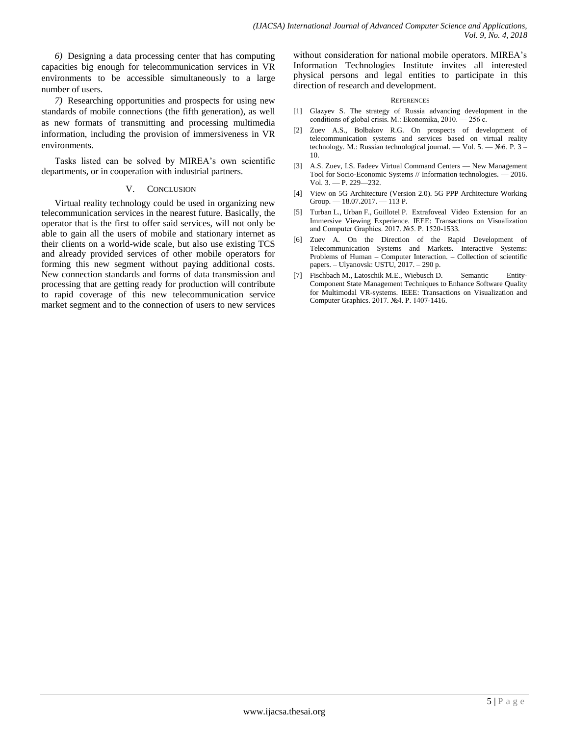*6)* Designing a data processing center that has computing capacities big enough for telecommunication services in VR environments to be accessible simultaneously to a large number of users.

*7)* Researching opportunities and prospects for using new standards of mobile connections (the fifth generation), as well as new formats of transmitting and processing multimedia information, including the provision of immersiveness in VR environments.

Tasks listed can be solved by MIREA's own scientific departments, or in cooperation with industrial partners.

## V. Conclusion

Virtual reality technology could be used in organizing new telecommunication services in the nearest future. Basically, the operator that is the first to offer said services, will not only be able to gain all the users of mobile and stationary internet as their clients on a world-wide scale, but also use existing TCS and already provided services of other mobile operators for forming this new segment without paying additional costs. New connection standards and forms of data transmission and processing that are getting ready for production will contribute to rapid coverage of this new telecommunication service market segment and to the connection of users to new services without consideration for national mobile operators. MIREA's Information Technologies Institute invites all interested physical persons and legal entities to participate in this direction of research and development.

## References

[1] Glazyev S. The strategy of Russia advancing development in the conditions of global crisis. M.: Ekonomika, 2010. — 256 c.

[2] Zuev A.S., Bolbakov R.G. On prospects of development of telecommunication systems and services based on virtual reality technology. M.: Russian technological journal. — Vol. 5. — №6. P. 3 – 10.

[3] A.S. Zuev, I.S. Fadeev Virtual Command Centers — New Management Tool for Socio-Economic Systems // Information technologies. — 2016. Vol. 3. — P. 229—232.

[4] View on 5G Architecture (Version 2.0). 5G PPP Architecture Working Group. — 18.07.2017. — 113 P.

[5] Turban L., Urban F., Guillotel P. Extrafoveal Video Extension for an Immersive Viewing Experience. IEEE: Transactions on Visualization and Computer Graphics. 2017. №5. P. 1520-1533.

[6] Zuev A. On the Direction of the Rapid Development of Telecommunication Systems and Markets. Interactive Systems: Problems of Human – Computer Interaction. – Collection of scientific papers. – Ulyanovsk: USTU, 2017. – 290 p.

[7] Fischbach M., Latoschik M.E., Wiebusch D. Semantic Entity-Component State Management Techniques to Enhance Software Quality for Multimodal VR-systems. IEEE: Transactions on Visualization and Computer Graphics. 2017. №4. P. 1407-1416.